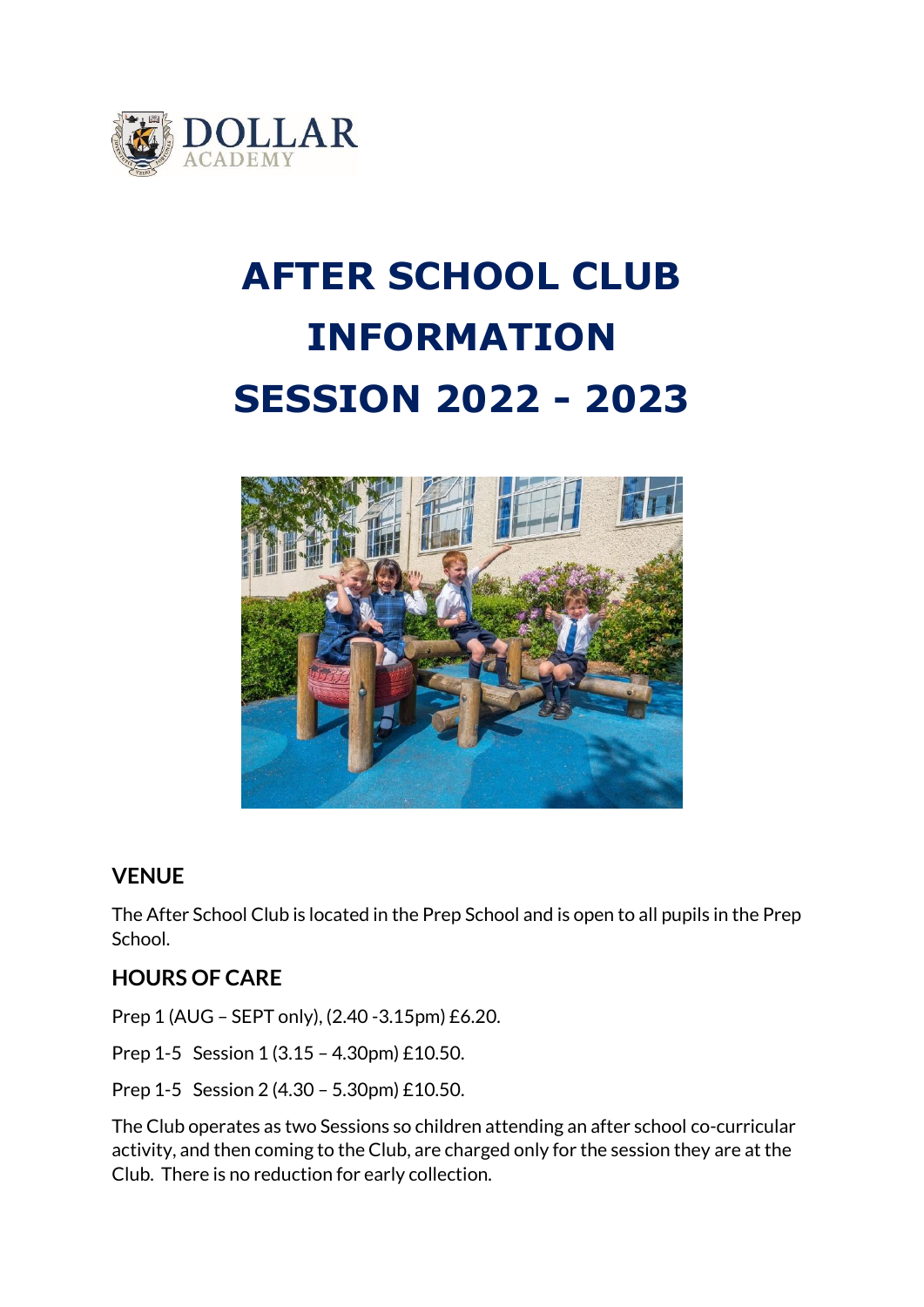# AFTER SCHOOL CLUB INFORMATION SESSION 2022 - 2023

## VENUE

The After School Club is located in the Prep School and is open to all pupils in the Prep School.

## HOURS OF CARE

Prep 1 (AUG – SEPT only), (2.40 -3.15pm) £6.20.

Prep 1-5 Session 1 (3.15 – 4.30pm) £10.50.

Prep 1-5 Session 2 (4.30 – 5.30pm) £10.50.

The Club operates as two Sessions so children attending an after school co-curricular activity, and then coming to the Club, are charged only for the session they are at the Club. There is no reduction for early collection.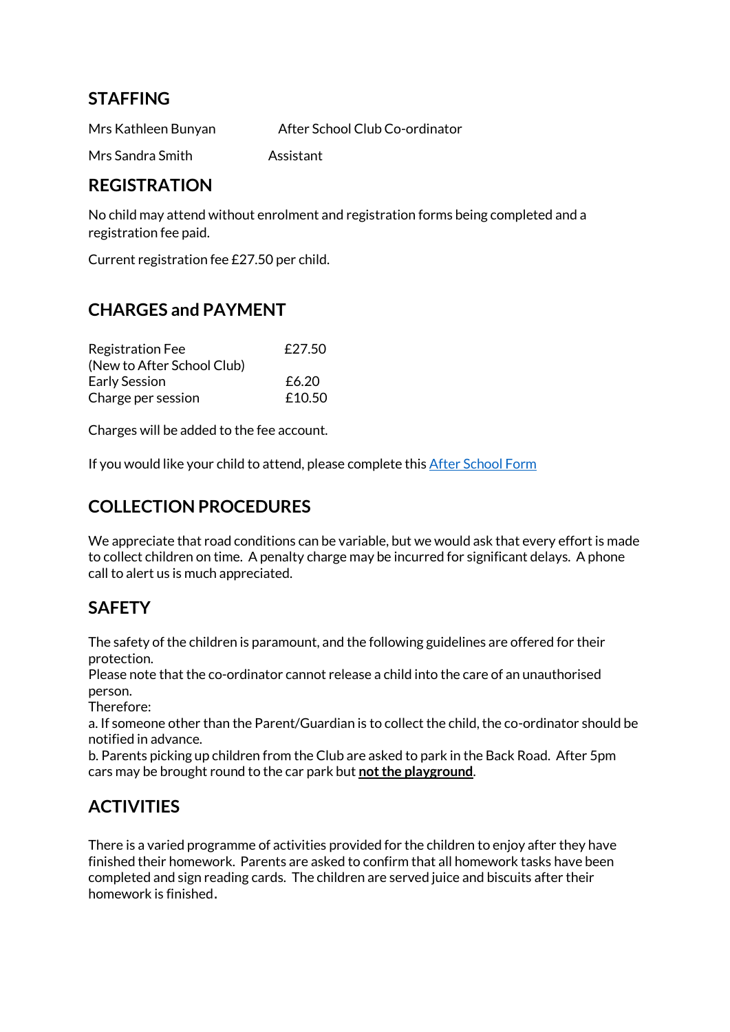## STAFFING

| | |
|---|---|
| Mrs Kathleen Bunyan | After School Club Co-ordinator |
| Mrs Sandra Smith | Assistant |

## REGISTRATION

No child may attend without enrolment and registration forms being completed and a registration fee paid.

Current registration fee £27.50 per child.

## CHARGES and PAYMENT

| | |
|---|---|
| Registration Fee (New to After School Club) | £27.50 |
| Early Session | £6.20 |
| Charge per session | £10.50 |

Charges will be added to the fee account.

If you would like your child to attend, please complete this [After School Form]

## COLLECTION PROCEDURES

We appreciate that road conditions can be variable, but we would ask that every effort is made to collect children on time. A penalty charge may be incurred for significant delays. A phone call to alert us is much appreciated.

## SAFETY

The safety of the children is paramount, and the following guidelines are offered for their protection.
Please note that the co-ordinator cannot release a child into the care of an unauthorised person.
Therefore:

a. If someone other than the Parent/Guardian is to collect the child, the co-ordinator should be notified in advance.

b. Parents picking up children from the Club are asked to park in the Back Road. After 5pm cars may be brought round to the car park but **not the playground**.

## ACTIVITIES

There is a varied programme of activities provided for the children to enjoy after they have finished their homework. Parents are asked to confirm that all homework tasks have been completed and sign reading cards. The children are served juice and biscuits after their homework is finished.